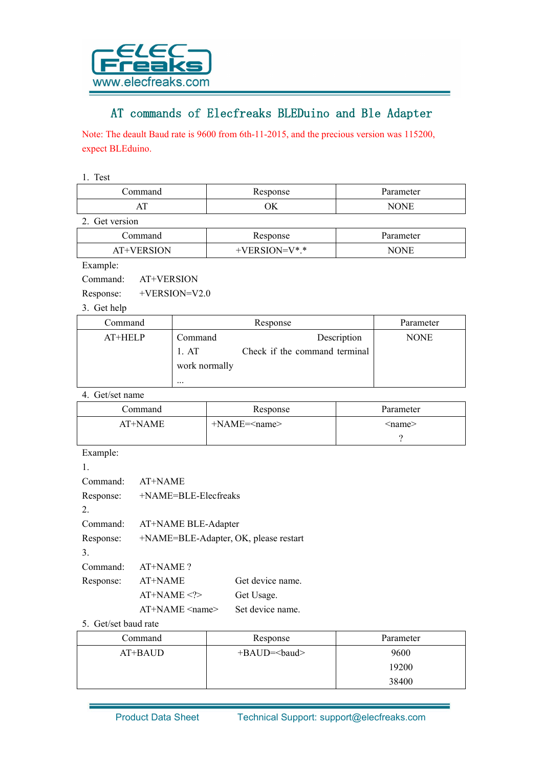# AT commands of Elecfreaks BLEDuino and Ble Adapter

Note: The deault Baud rate is 9600 from 6th-11-2015, and the precious version was 115200, expect BLEduino.

1. Test

| Command | Response | Parameter |
| --- | --- | --- |
| AT | OK | NONE |

2. Get version

| Command | Response | Parameter |
| --- | --- | --- |
| AT+VERSION | +VERSION=V*.* | NONE |

Example:

Command: AT+VERSION

Response: +VERSION=V2.0

3. Get help

| Command | Response | Parameter |
| --- | --- | --- |
| AT+HELP | Command Description<br>1. AT Check if the command terminal work normally<br>... | NONE |

4. Get/set name

| Command | Response | Parameter |
| --- | --- | --- |
| AT+NAME | +NAME=<name> | <name><br>? |

Example:

1.

Command: AT+NAME

Response: +NAME=BLE-Elecfreaks

2.

Command: AT+NAME BLE-Adapter

Response: +NAME=BLE-Adapter, OK, please restart

3.

Command: AT+NAME ?

Response: AT+NAME Get device name.

AT+NAME <?> Get Usage.

AT+NAME <name> Set device name.

5. Get/set baud rate

| Command | Response | Parameter |
| --- | --- | --- |
| AT+BAUD | +BAUD=<baud> | 9600<br>19200<br>38400 |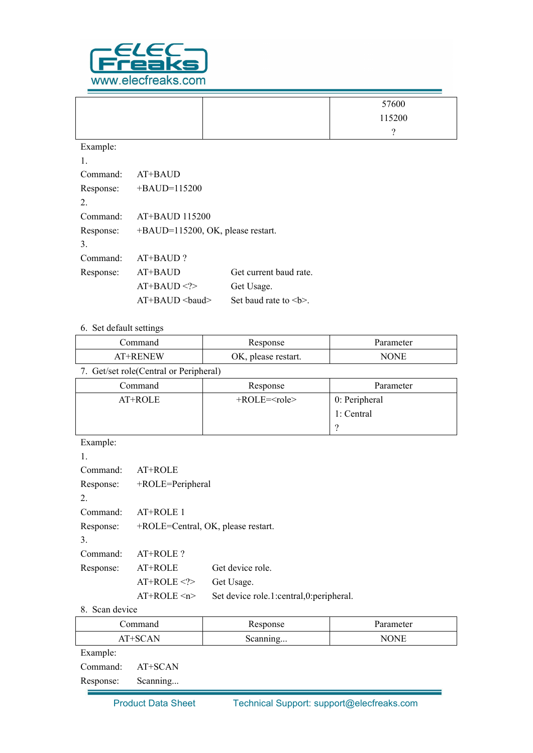| | | 57600<br>115200<br>? |
|---|---|---|

Example:

1.

Command: AT+BAUD

Response: +BAUD=115200

2.

Command: AT+BAUD 115200

Response: +BAUD=115200, OK, please restart.

3.

Command: AT+BAUD ?

Response:

| | |
|---|---|
| AT+BAUD | Get current baud rate. |
| AT+BAUD <?> | Get Usage. |
| AT+BAUD <baud> | Set baud rate to <b>. |

6. Set default settings

| Command | Response | Parameter |
|---|---|---|
| AT+RENEW | OK, please restart. | NONE |

7. Get/set role(Central or Peripheral)

| Command | Response | Parameter |
|---|---|---|
| AT+ROLE | +ROLE=<role> | 0: Peripheral<br>1: Central<br>? |

Example:

1.

Command: AT+ROLE

Response: +ROLE=Peripheral

2.

Command: AT+ROLE 1

Response: +ROLE=Central, OK, please restart.

3.

Command: AT+ROLE ?

Response:

| | |
|---|---|
| AT+ROLE | Get device role. |
| AT+ROLE <?> | Get Usage. |
| AT+ROLE <n> | Set device role.1:central,0:peripheral. |

8. Scan device

| Command | Response | Parameter |
|---|---|---|
| AT+SCAN | Scanning... | NONE |

Example:

Command: AT+SCAN

Response: Scanning...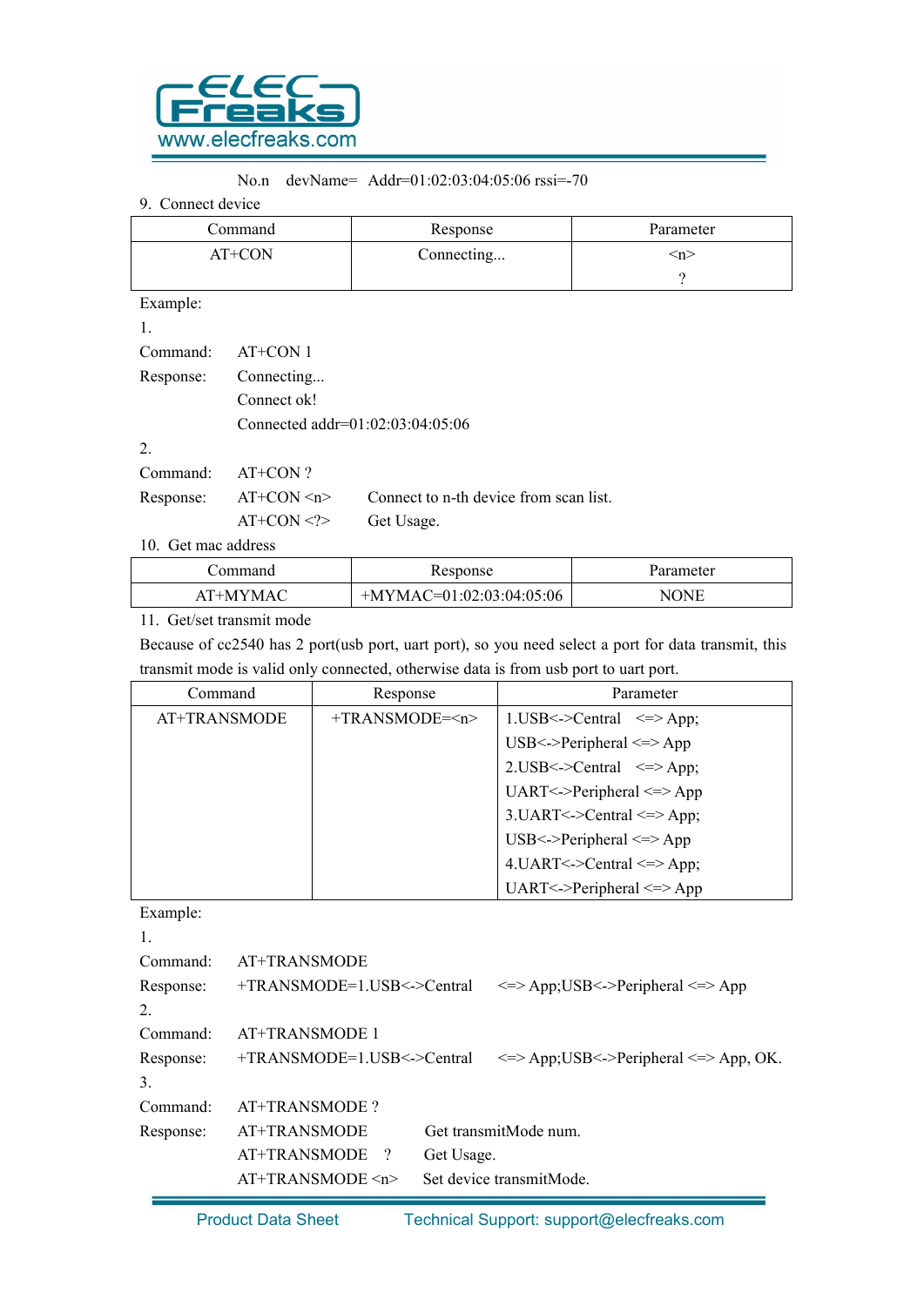No.n devName= Addr=01:02:03:04:05:06 rssi=-70

9. Connect device

| Command | Response | Parameter |
| --- | --- | --- |
| AT+CON | Connecting... | <n><br>? |

Example:

1.

Command: AT+CON 1

Response: Connecting...

Connect ok!

Connected addr=01:02:03:04:05:06

2.

Command: AT+CON ?

Response: AT+CON <n> Connect to n-th device from scan list.

AT+CON <?> Get Usage.

10. Get mac address

| Command | Response | Parameter |
| --- | --- | --- |
| AT+MYMAC | +MYMAC=01:02:03:04:05:06 | NONE |

11. Get/set transmit mode

Because of cc2540 has 2 port(usb port, uart port), so you need select a port for data transmit, this transmit mode is valid only connected, otherwise data is from usb port to uart port.

| Command | Response | Parameter |
| --- | --- | --- |
| AT+TRANSMODE | +TRANSMODE=<n> | 1.USB<->Central <=> App;<br>USB<->Peripheral <=> App<br>2.USB<->Central <=> App;<br>UART<->Peripheral <=> App<br>3.UART<->Central <=> App;<br>USB<->Peripheral <=> App<br>4.UART<->Central <=> App;<br>UART<->Peripheral <=> App |

Example:

1.

Command: AT+TRANSMODE

Response: +TRANSMODE=1.USB<->Central <=> App;USB<->Peripheral <=> App

2.

Command: AT+TRANSMODE 1

Response: +TRANSMODE=1.USB<->Central <=> App;USB<->Peripheral <=> App, OK.

3.

Command: AT+TRANSMODE ?

Response: AT+TRANSMODE Get transmitMode num.

AT+TRANSMODE ? Get Usage.

AT+TRANSMODE <n> Set device transmitMode.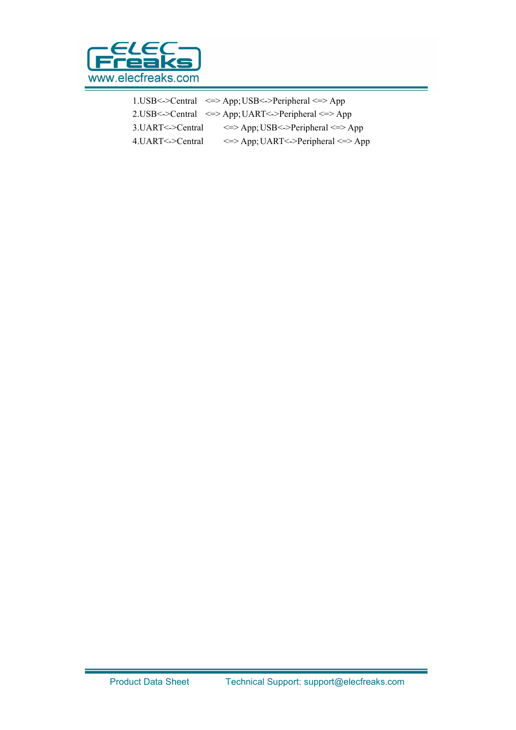1.USB<->Central <=> App; USB<->Peripheral <=> App
2.USB<->Central <=> App; UART<->Peripheral <=> App
3.UART<->Central <=> App; USB<->Peripheral <=> App
4.UART<->Central <=> App; UART<->Peripheral <=> App